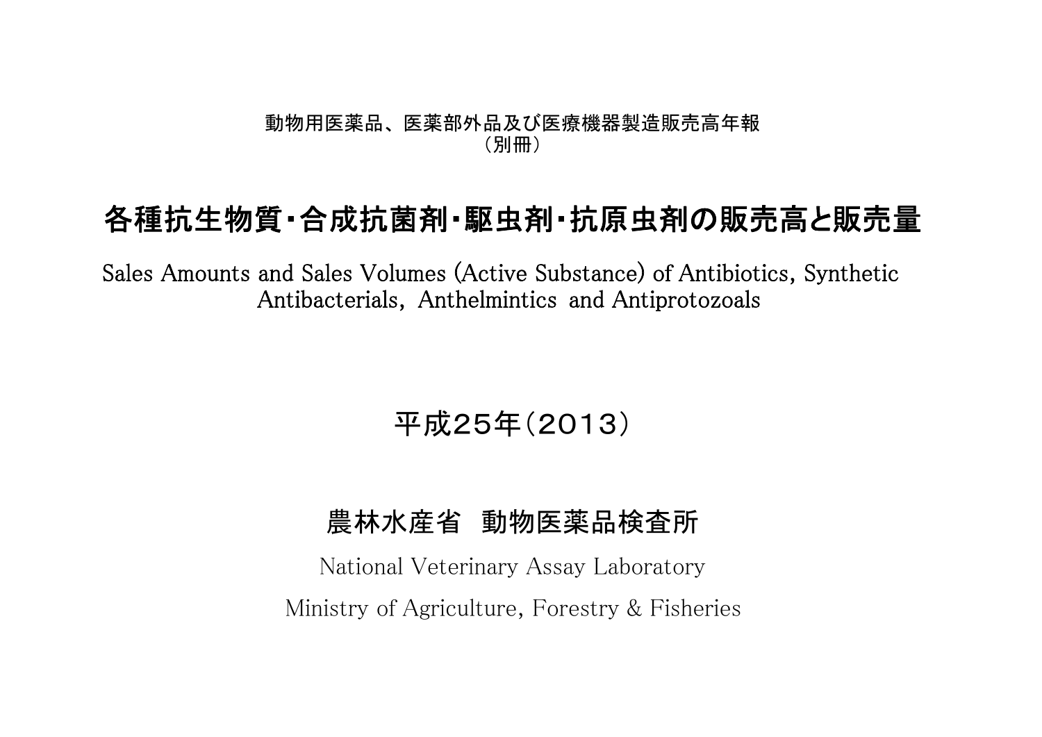動物用医薬品、医薬部外品及び医療機器製造販売高年報
（別冊）

# 各種抗生物質・合成抗菌剤・駆虫剤・抗原虫剤の販売高と販売量

Sales Amounts and Sales Volumes (Active Substance) of Antibiotics, Synthetic Antibacterials, Anthelmintics and Antiprotozoals

## 平成25年（2013）

## 農林水産省　動物医薬品検査所

National Veterinary Assay Laboratory

Ministry of Agriculture, Forestry & Fisheries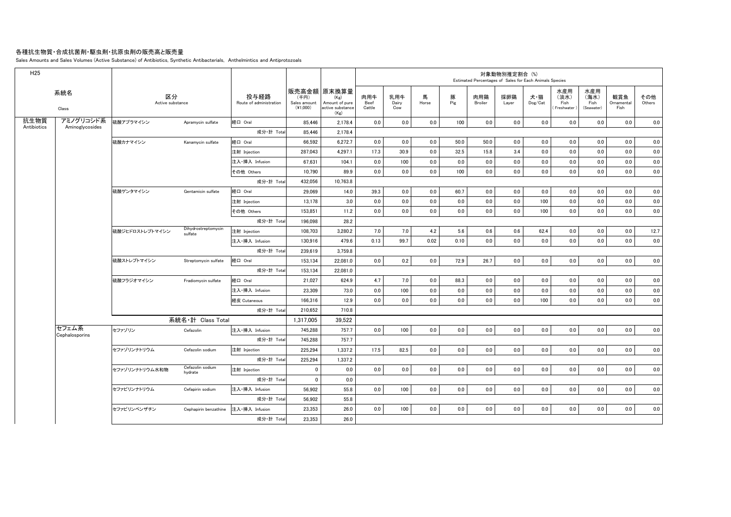# 各種抗生物質・合成抗菌剤・駆虫剤・抗原虫剤の販売高と販売量

Sales Amounts and Sales Volumes (Active Substance) of Antibiotics, Synthetic Antibacterials, Anthelmintics and Antiprotozoals

| H25 | | | | | | | 対象動物別推定割合 (%) Estimated Percentages of Sales for Each Animals Species | | | | | | | | | | | |
|---|---|---|---|---|---|---|---|---|---|---|---|---|---|---|---|---|---|---|
| 系統名 Class | | 区分 Active substance | | 投与経路 Route of administration | 販売高金額 (千円) Sales amount (¥1,000) | 原末換算量 (Kg) Amount of pure active substance (Kg) | 肉用牛 Beef Cattle | 乳用牛 Dairy Cow | 馬 Horse | 豚 Pig | 肉用鶏 Broiler | 採卵鶏 Layer | 犬・猫 Dog/Cat | 水産用 (淡水) Fish (Freshwater) | 水産用 (海水) Fish (Seawater) | 観賞魚 Ornamental Fish | その他 Others |
| 抗生物質 Antibiotics | アミノグリコシド系 Aminoglycosides | 硫酸アプラマイシン | Apramycin sulfate | 経口 Oral | 85,446 | 2,178.4 | 0.0 | 0.0 | 0.0 | 100 | 0.0 | 0.0 | 0.0 | 0.0 | 0.0 | 0.0 | 0.0 |
| | | | | 成分・計 Total | 85,446 | 2,178.4 | | | | | | | | | | | |
| | | 硫酸カナマイシン | Kanamycin sulfate | 経口 Oral | 66,592 | 6,272.7 | 0.0 | 0.0 | 0.0 | 50.0 | 50.0 | 0.0 | 0.0 | 0.0 | 0.0 | 0.0 | 0.0 |
| | | | | 注射 Injection | 287,043 | 4,297.1 | 17.3 | 30.9 | 0.0 | 32.5 | 15.8 | 3.4 | 0.0 | 0.0 | 0.0 | 0.0 | 0.0 |
| | | | | 注入・挿入 Infusion | 67,631 | 104.1 | 0.0 | 100 | 0.0 | 0.0 | 0.0 | 0.0 | 0.0 | 0.0 | 0.0 | 0.0 | 0.0 |
| | | | | その他 Others | 10,790 | 89.9 | 0.0 | 0.0 | 0.0 | 100 | 0.0 | 0.0 | 0.0 | 0.0 | 0.0 | 0.0 | 0.0 |
| | | | | 成分・計 Total | 432,056 | 10,763.8 | | | | | | | | | | | |
| | | 硫酸ゲンタマイシン | Gentamicin sulfate | 経口 Oral | 29,069 | 14.0 | 39.3 | 0.0 | 0.0 | 60.7 | 0.0 | 0.0 | 0.0 | 0.0 | 0.0 | 0.0 | 0.0 |
| | | | | 注射 Injection | 13,178 | 3.0 | 0.0 | 0.0 | 0.0 | 0.0 | 0.0 | 0.0 | 100 | 0.0 | 0.0 | 0.0 | 0.0 |
| | | | | その他 Others | 153,851 | 11.2 | 0.0 | 0.0 | 0.0 | 0.0 | 0.0 | 0.0 | 100 | 0.0 | 0.0 | 0.0 | 0.0 |
| | | | | 成分・計 Total | 196,098 | 28.2 | | | | | | | | | | | |
| | | 硫酸ジヒドロストレプトマイシン | Dihydrostreptomycin sulfate | 注射 Injection | 108,703 | 3,280.2 | 7.0 | 7.0 | 4.2 | 5.6 | 0.6 | 0.6 | 62.4 | 0.0 | 0.0 | 0.0 | 12.7 |
| | | | | 注入・挿入 Infusion | 130,916 | 479.6 | 0.13 | 99.7 | 0.02 | 0.10 | 0.0 | 0.0 | 0.0 | 0.0 | 0.0 | 0.0 | 0.0 |
| | | | | 成分・計 Total | 239,619 | 3,759.8 | | | | | | | | | | | |
| | | 硫酸ストレプトマイシン | Streptomycin sulfate | 経口 Oral | 153,134 | 22,081.0 | 0.0 | 0.2 | 0.0 | 72.9 | 26.7 | 0.0 | 0.0 | 0.0 | 0.0 | 0.0 | 0.0 |
| | | | | 成分・計 Total | 153,134 | 22,081.0 | | | | | | | | | | | |
| | | 硫酸フラジオマイシン | Fradiomycin sulfate | 経口 Oral | 21,027 | 624.9 | 4.7 | 7.0 | 0.0 | 88.3 | 0.0 | 0.0 | 0.0 | 0.0 | 0.0 | 0.0 | 0.0 |
| | | | | 注入・挿入 Infusion | 23,309 | 73.0 | 0.0 | 100 | 0.0 | 0.0 | 0.0 | 0.0 | 0.0 | 0.0 | 0.0 | 0.0 | 0.0 |
| | | | | 経皮 Cutaneous | 166,316 | 12.9 | 0.0 | 0.0 | 0.0 | 0.0 | 0.0 | 0.0 | 100 | 0.0 | 0.0 | 0.0 | 0.0 |
| | | | | 成分・計 Total | 210,652 | 710.8 | | | | | | | | | | | |
| | | 系統名・計 Class Total | | | 1,317,005 | 39,522 | | | | | | | | | | | |
| | セフェム系 Cephalosporins | セファゾリン | Cefazolin | 注入・挿入 Infusion | 745,288 | 757.7 | 0.0 | 100 | 0.0 | 0.0 | 0.0 | 0.0 | 0.0 | 0.0 | 0.0 | 0.0 | 0.0 |
| | | | | 成分・計 Total | 745,288 | 757.7 | | | | | | | | | | | |
| | | セファゾリンナトリウム | Cefazolin sodium | 注射 Injection | 225,294 | 1,337.2 | 17.5 | 82.5 | 0.0 | 0.0 | 0.0 | 0.0 | 0.0 | 0.0 | 0.0 | 0.0 | 0.0 |
| | | | | 成分・計 Total | 225,294 | 1,337.2 | | | | | | | | | | | |
| | | セファゾリンナトリウム水和物 | Cefazolin sodium hydrate | 注射 Injection | 0 | 0.0 | 0.0 | 0.0 | 0.0 | 0.0 | 0.0 | 0.0 | 0.0 | 0.0 | 0.0 | 0.0 | 0.0 |
| | | | | 成分・計 Total | 0 | 0.0 | | | | | | | | | | | |
| | | セファピリンナトリウム | Cefapirin sodium | 注入・挿入 Infusion | 56,902 | 55.8 | 0.0 | 100 | 0.0 | 0.0 | 0.0 | 0.0 | 0.0 | 0.0 | 0.0 | 0.0 | 0.0 |
| | | | | 成分・計 Total | 56,902 | 55.8 | | | | | | | | | | | |
| | | セファピリンベンザチン | Cephapirin benzathine | 注入・挿入 Infusion | 23,353 | 26.0 | 0.0 | 100 | 0.0 | 0.0 | 0.0 | 0.0 | 0.0 | 0.0 | 0.0 | 0.0 | 0.0 |
| | | | | 成分・計 Total | 23,353 | 26.0 | | | | | | | | | | | |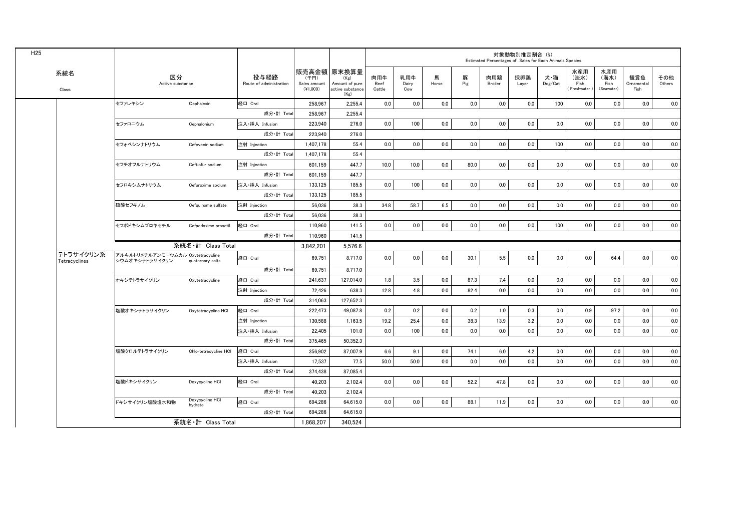H25

| 系統名 Class | 区分 Active substance | | 投与経路 Route of administration | 販売高金額 (千円) Sales amount (¥1,000) | 原末換算量 (Kg) Amount of pure active substance (Kg) | 対象動物別推定割合 (%) Estimated Percentages of Sales for Each Animals Species | | | | | | | | | | |
|---|---|---|---|---|---|---|---|---|---|---|---|---|---|---|---|---|
| | | | | | | 肉用牛 Beef Cattle | 乳用牛 Dairy Cow | 馬 Horse | 豚 Pig | 肉用鶏 Broiler | 採卵鶏 Layer | 犬・猫 Dog/Cat | 水産用（淡水） Fish (Freshwater) | 水産用（海水） Fish (Seawater) | 観賞魚 Ornamental Fish | その他 Others |
| | セファレキシン | Cephalexin | 経口 Oral | 258,967 | 2,255.4 | 0.0 | 0.0 | 0.0 | 0.0 | 0.0 | 0.0 | 100 | 0.0 | 0.0 | 0.0 | 0.0 |
| | | | 成分・計 Total | 258,967 | 2,255.4 | | | | | | | | | | | |
| | セファロニウム | Cephalonium | 注入・挿入 Infusion | 223,940 | 276.0 | 0.0 | 100 | 0.0 | 0.0 | 0.0 | 0.0 | 0.0 | 0.0 | 0.0 | 0.0 | 0.0 |
| | | | 成分・計 Total | 223,940 | 276.0 | | | | | | | | | | | |
| | セフォベシンナトリウム | Cefovecin sodium | 注射 Injection | 1,407,178 | 55.4 | 0.0 | 0.0 | 0.0 | 0.0 | 0.0 | 0.0 | 100 | 0.0 | 0.0 | 0.0 | 0.0 |
| | | | 成分・計 Total | 1,407,178 | 55.4 | | | | | | | | | | | |
| | セフチオフルナトリウム | Ceftiofur sodium | 注射 Injection | 601,159 | 447.7 | 10.0 | 10.0 | 0.0 | 80.0 | 0.0 | 0.0 | 0.0 | 0.0 | 0.0 | 0.0 | 0.0 |
| | | | 成分・計 Total | 601,159 | 447.7 | | | | | | | | | | | |
| | セフロキシムナトリウム | Cefuroxime sodium | 注入・挿入 Infusion | 133,125 | 185.5 | 0.0 | 100 | 0.0 | 0.0 | 0.0 | 0.0 | 0.0 | 0.0 | 0.0 | 0.0 | 0.0 |
| | | | 成分・計 Total | 133,125 | 185.5 | | | | | | | | | | | |
| | 硫酸セフキノム | Cefquinome sulfate | 注射 Injection | 56,036 | 38.3 | 34.8 | 58.7 | 6.5 | 0.0 | 0.0 | 0.0 | 0.0 | 0.0 | 0.0 | 0.0 | 0.0 |
| | | | 成分・計 Total | 56,036 | 38.3 | | | | | | | | | | | |
| | セフポドキシムプロキセチル | Cefpodoxime proxetil | 経口 Oral | 110,960 | 141.5 | 0.0 | 0.0 | 0.0 | 0.0 | 0.0 | 0.0 | 100 | 0.0 | 0.0 | 0.0 | 0.0 |
| | | | 成分・計 Total | 110,960 | 141.5 | | | | | | | | | | | |
| | 系統名・計 Class Total | | | 3,842,201 | 5,576.6 | | | | | | | | | | | |
| テトラサイクリン系 Tetracyclines | アルキルトリメチルアンモニウムカルシウムオキシテトラサイクリン | Oxytetracycline quaternary salts | 経口 Oral | 69,751 | 8,717.0 | 0.0 | 0.0 | 0.0 | 30.1 | 5.5 | 0.0 | 0.0 | 0.0 | 64.4 | 0.0 | 0.0 |
| | | | 成分・計 Total | 69,751 | 8,717.0 | | | | | | | | | | | |
| | オキシテトラサイクリン | Oxytetracycline | 経口 Oral | 241,637 | 127,014.0 | 1.8 | 3.5 | 0.0 | 87.3 | 7.4 | 0.0 | 0.0 | 0.0 | 0.0 | 0.0 | 0.0 |
| | | | 注射 Injection | 72,426 | 638.3 | 12.8 | 4.8 | 0.0 | 82.4 | 0.0 | 0.0 | 0.0 | 0.0 | 0.0 | 0.0 | 0.0 |
| | | | 成分・計 Total | 314,063 | 127,652.3 | | | | | | | | | | | |
| | 塩酸オキシテトラサイクリン | Oxytetracycline HCl | 経口 Oral | 222,473 | 49,087.8 | 0.2 | 0.2 | 0.0 | 0.2 | 1.0 | 0.3 | 0.0 | 0.9 | 97.2 | 0.0 | 0.0 |
| | | | 注射 Injection | 130,588 | 1,163.5 | 19.2 | 25.4 | 0.0 | 38.3 | 13.9 | 3.2 | 0.0 | 0.0 | 0.0 | 0.0 | 0.0 |
| | | | 注入・挿入 Infusion | 22,405 | 101.0 | 0.0 | 100 | 0.0 | 0.0 | 0.0 | 0.0 | 0.0 | 0.0 | 0.0 | 0.0 | 0.0 |
| | | | 成分・計 Total | 375,465 | 50,352.3 | | | | | | | | | | | |
| | 塩酸クロルテトラサイクリン | Chlortetracycline HCl | 経口 Oral | 356,902 | 87,007.9 | 6.6 | 9.1 | 0.0 | 74.1 | 6.0 | 4.2 | 0.0 | 0.0 | 0.0 | 0.0 | 0.0 |
| | | | 注入・挿入 Infusion | 17,537 | 77.5 | 50.0 | 50.0 | 0.0 | 0.0 | 0.0 | 0.0 | 0.0 | 0.0 | 0.0 | 0.0 | 0.0 |
| | | | 成分・計 Total | 374,438 | 87,085.4 | | | | | | | | | | | |
| | 塩酸ドキシサイクリン | Doxycycline HCl | 経口 Oral | 40,203 | 2,102.4 | 0.0 | 0.0 | 0.0 | 52.2 | 47.8 | 0.0 | 0.0 | 0.0 | 0.0 | 0.0 | 0.0 |
| | | | 成分・計 Total | 40,203 | 2,102.4 | | | | | | | | | | | |
| | ドキシサイクリン塩酸塩水和物 | Doxycycline HCl hydrate | 経口 Oral | 694,286 | 64,615.0 | 0.0 | 0.0 | 0.0 | 88.1 | 11.9 | 0.0 | 0.0 | 0.0 | 0.0 | 0.0 | 0.0 |
| | | | 成分・計 Total | 694,286 | 64,615.0 | | | | | | | | | | | |
| | 系統名・計 Class Total | | | 1,868,207 | 340,524 | | | | | | | | | | | |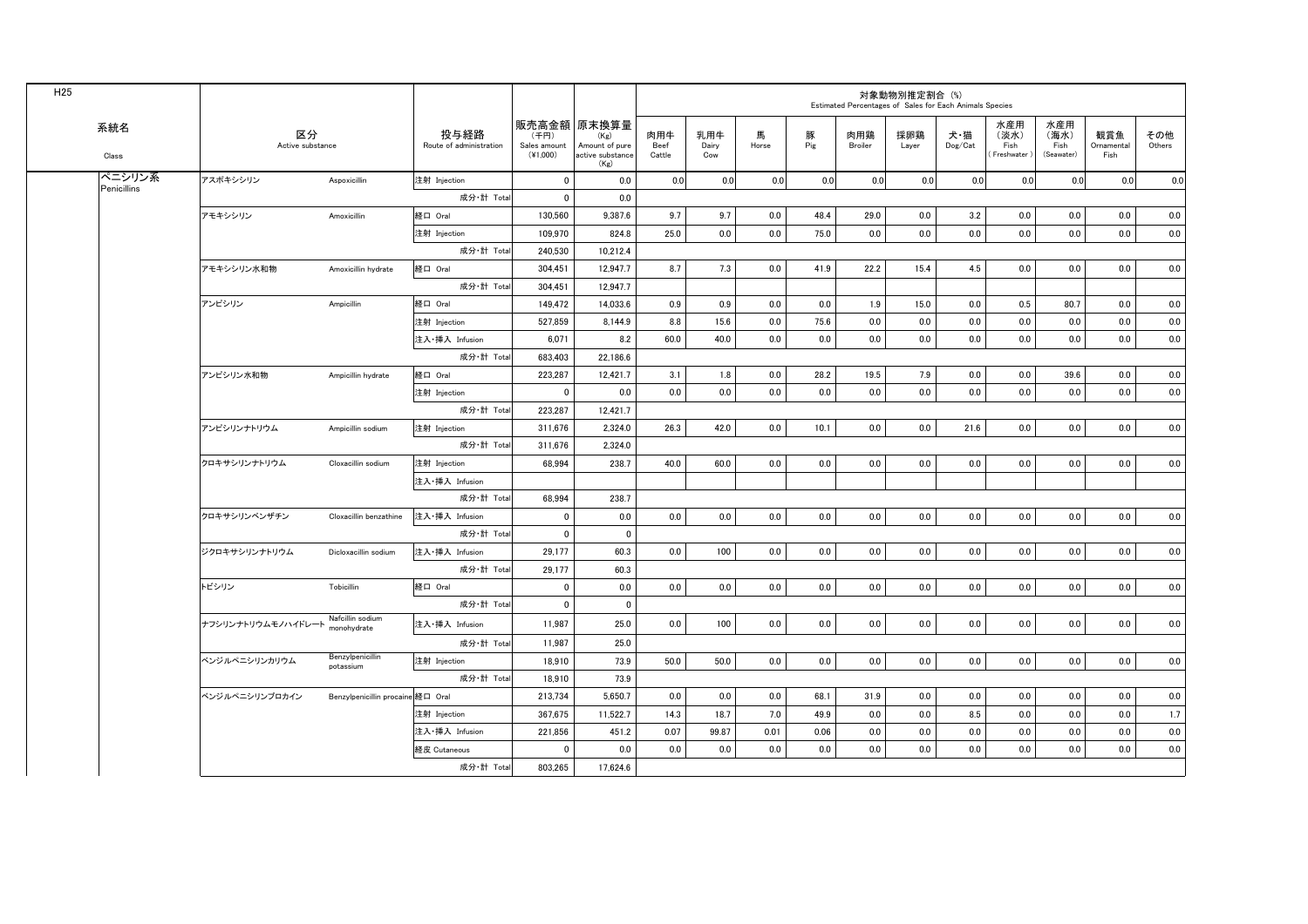H25

| 系統名 Class | 区分 Active substance | | 投与経路 Route of administration | 販売高金額 (千円) Sales amount (¥1,000) | 原末換算量 (Kg) Amount of pure active substance (Kg) | 対象動物別推定割合 (%) Estimated Percentages of Sales for Each Animals Species | | | | | | | | | | |
|---|---|---|---|---|---|---|---|---|---|---|---|---|---|---|---|---|
| | | | | | | 肉用牛 Beef Cattle | 乳用牛 Dairy Cow | 馬 Horse | 豚 Pig | 肉用鶏 Broiler | 採卵鶏 Layer | 犬・猫 Dog/Cat | 水産用(淡水) Fish (Freshwater) | 水産用(海水) Fish (Seawater) | 観賞魚 Ornamental Fish | その他 Others |
| ペニシリン系 Penicillins | アスポキシシリン | Aspoxicillin | 注射 Injection | 0 | 0.0 | 0.0 | 0.0 | 0.0 | 0.0 | 0.0 | 0.0 | 0.0 | 0.0 | 0.0 | 0.0 | 0.0 |
| | | | 成分・計 Total | 0 | 0.0 | | | | | | | | | | | |
| | アモキシシリン | Amoxicillin | 経口 Oral | 130,560 | 9,387.6 | 9.7 | 9.7 | 0.0 | 48.4 | 29.0 | 0.0 | 3.2 | 0.0 | 0.0 | 0.0 | 0.0 |
| | | | 注射 Injection | 109,970 | 824.8 | 25.0 | 0.0 | 0.0 | 75.0 | 0.0 | 0.0 | 0.0 | 0.0 | 0.0 | 0.0 | 0.0 |
| | | | 成分・計 Total | 240,530 | 10,212.4 | | | | | | | | | | | |
| | アモキシシリン水和物 | Amoxicillin hydrate | 経口 Oral | 304,451 | 12,947.7 | 8.7 | 7.3 | 0.0 | 41.9 | 22.2 | 15.4 | 4.5 | 0.0 | 0.0 | 0.0 | 0.0 |
| | | | 成分・計 Total | 304,451 | 12,947.7 | | | | | | | | | | | |
| | アンピシリン | Ampicillin | 経口 Oral | 149,472 | 14,033.6 | 0.9 | 0.9 | 0.0 | 0.0 | 1.9 | 15.0 | 0.0 | 0.5 | 80.7 | 0.0 | 0.0 |
| | | | 注射 Injection | 527,859 | 8,144.9 | 8.8 | 15.6 | 0.0 | 75.6 | 0.0 | 0.0 | 0.0 | 0.0 | 0.0 | 0.0 | 0.0 |
| | | | 注入・挿入 Infusion | 6,071 | 8.2 | 60.0 | 40.0 | 0.0 | 0.0 | 0.0 | 0.0 | 0.0 | 0.0 | 0.0 | 0.0 | 0.0 |
| | | | 成分・計 Total | 683,403 | 22,186.6 | | | | | | | | | | | |
| | アンピシリン水和物 | Ampicillin hydrate | 経口 Oral | 223,287 | 12,421.7 | 3.1 | 1.8 | 0.0 | 28.2 | 19.5 | 7.9 | 0.0 | 0.0 | 39.6 | 0.0 | 0.0 |
| | | | 注射 Injection | 0 | 0.0 | 0.0 | 0.0 | 0.0 | 0.0 | 0.0 | 0.0 | 0.0 | 0.0 | 0.0 | 0.0 | 0.0 |
| | | | 成分・計 Total | 223,287 | 12,421.7 | | | | | | | | | | | |
| | アンピシリンナトリウム | Ampicillin sodium | 注射 Injection | 311,676 | 2,324.0 | 26.3 | 42.0 | 0.0 | 10.1 | 0.0 | 0.0 | 21.6 | 0.0 | 0.0 | 0.0 | 0.0 |
| | | | 成分・計 Total | 311,676 | 2,324.0 | | | | | | | | | | | |
| | クロキサシリンナトリウム | Cloxacillin sodium | 注射 Injection | 68,994 | 238.7 | 40.0 | 60.0 | 0.0 | 0.0 | 0.0 | 0.0 | 0.0 | 0.0 | 0.0 | 0.0 | 0.0 |
| | | | 注入・挿入 Infusion | | | | | | | | | | | | | |
| | | | 成分・計 Total | 68,994 | 238.7 | | | | | | | | | | | |
| | クロキサシリンベンザチン | Cloxacillin benzathine | 注入・挿入 Infusion | 0 | 0.0 | 0.0 | 0.0 | 0.0 | 0.0 | 0.0 | 0.0 | 0.0 | 0.0 | 0.0 | 0.0 | 0.0 |
| | | | 成分・計 Total | 0 | 0 | | | | | | | | | | | |
| | ジクロキサシリンナトリウム | Dicloxacillin sodium | 注入・挿入 Infusion | 29,177 | 60.3 | 0.0 | 100 | 0.0 | 0.0 | 0.0 | 0.0 | 0.0 | 0.0 | 0.0 | 0.0 | 0.0 |
| | | | 成分・計 Total | 29,177 | 60.3 | | | | | | | | | | | |
| | トビシリン | Tobicillin | 経口 Oral | 0 | 0.0 | 0.0 | 0.0 | 0.0 | 0.0 | 0.0 | 0.0 | 0.0 | 0.0 | 0.0 | 0.0 | 0.0 |
| | | | 成分・計 Total | 0 | 0 | | | | | | | | | | | |
| | ナフシリンナトリウムモノハイドレート | Nafcillin sodium monohydrate | 注入・挿入 Infusion | 11,987 | 25.0 | 0.0 | 100 | 0.0 | 0.0 | 0.0 | 0.0 | 0.0 | 0.0 | 0.0 | 0.0 | 0.0 |
| | | | 成分・計 Total | 11,987 | 25.0 | | | | | | | | | | | |
| | ベンジルペニシリンカリウム | Benzylpenicillin potassium | 注射 Injection | 18,910 | 73.9 | 50.0 | 50.0 | 0.0 | 0.0 | 0.0 | 0.0 | 0.0 | 0.0 | 0.0 | 0.0 | 0.0 |
| | | | 成分・計 Total | 18,910 | 73.9 | | | | | | | | | | | |
| | ベンジルペニシリンプロカイン | Benzylpenicillin procaine | 経口 Oral | 213,734 | 5,650.7 | 0.0 | 0.0 | 0.0 | 68.1 | 31.9 | 0.0 | 0.0 | 0.0 | 0.0 | 0.0 | 0.0 |
| | | | 注射 Injection | 367,675 | 11,522.7 | 14.3 | 18.7 | 7.0 | 49.9 | 0.0 | 0.0 | 8.5 | 0.0 | 0.0 | 0.0 | 1.7 |
| | | | 注入・挿入 Infusion | 221,856 | 451.2 | 0.07 | 99.87 | 0.01 | 0.06 | 0.0 | 0.0 | 0.0 | 0.0 | 0.0 | 0.0 | 0.0 |
| | | | 経皮 Cutaneous | 0 | 0.0 | 0.0 | 0.0 | 0.0 | 0.0 | 0.0 | 0.0 | 0.0 | 0.0 | 0.0 | 0.0 | 0.0 |
| | | | 成分・計 Total | 803,265 | 17,624.6 | | | | | | | | | | | |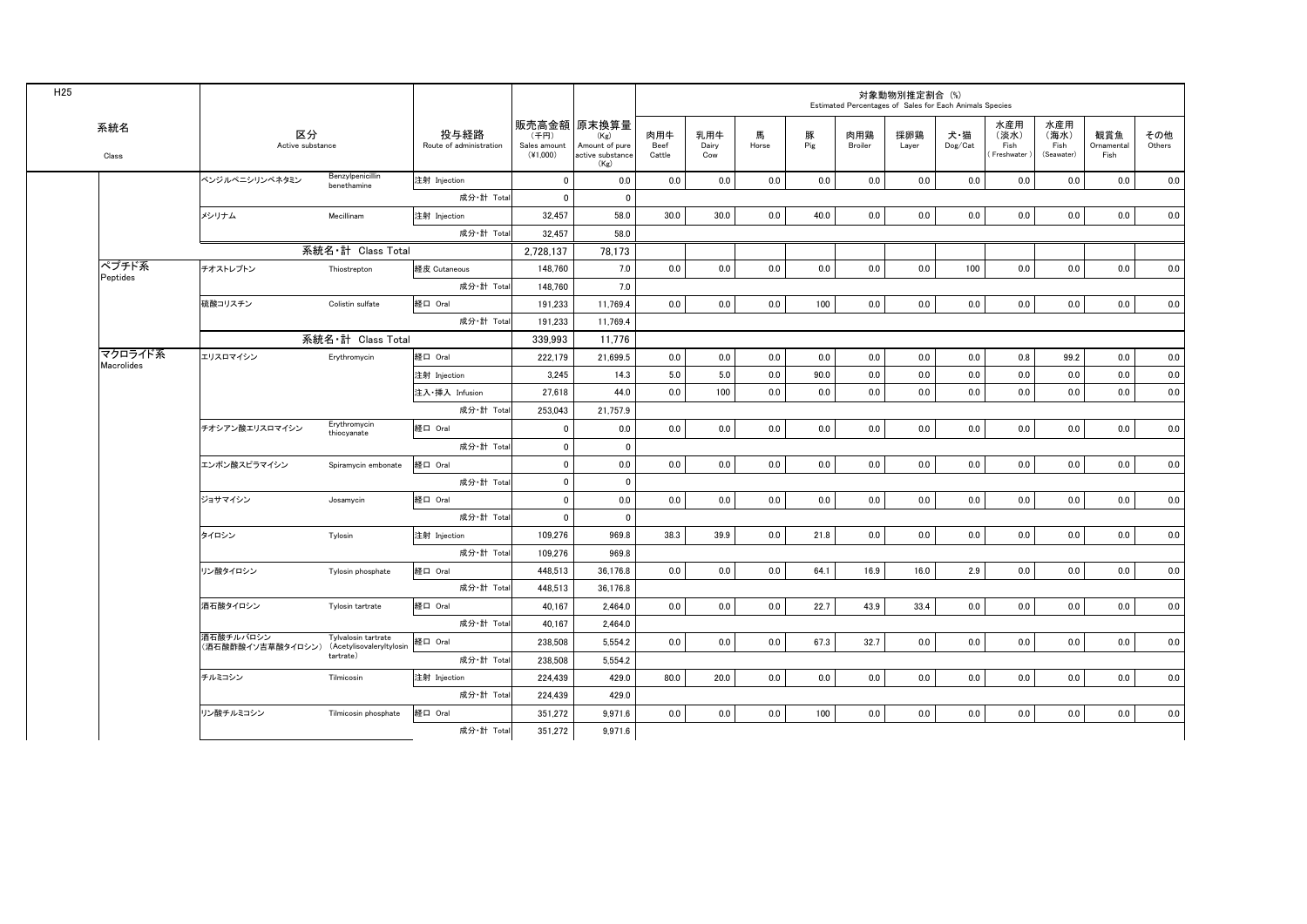H25

| 系統名 Class | 区分 Active substance | | 投与経路 Route of administration | 販売高金額 (千円) Sales amount (¥1,000) | 原末換算量 (Kg) Amount of pure active substance (Kg) | 対象動物別推定割合 (%) Estimated Percentages of Sales for Each Animals Species | | | | | | | | | | |
|---|---|---|---|---|---|---|---|---|---|---|---|---|---|---|---|---|
| | | | | | | 肉用牛 Beef Cattle | 乳用牛 Dairy Cow | 馬 Horse | 豚 Pig | 肉用鶏 Broiler | 採卵鶏 Layer | 犬・猫 Dog/Cat | 水産用 (淡水) Fish (Freshwater) | 水産用 (海水) Fish (Seawater) | 観賞魚 Ornamental Fish | その他 Others |
| | ベンジルペニシリンベネタミン | Benzylpenicillin benethamine | 注射 Injection | 0 | 0.0 | 0.0 | 0.0 | 0.0 | 0.0 | 0.0 | 0.0 | 0.0 | 0.0 | 0.0 | 0.0 | 0.0 |
| | | | 成分・計 Total | 0 | 0 | | | | | | | | | | | |
| | メシリナム | Mecillinam | 注射 Injection | 32,457 | 58.0 | 30.0 | 30.0 | 0.0 | 40.0 | 0.0 | 0.0 | 0.0 | 0.0 | 0.0 | 0.0 | 0.0 |
| | | | 成分・計 Total | 32,457 | 58.0 | | | | | | | | | | | |
| | 系統名・計 Class Total | | | 2,728,137 | 78,173 | | | | | | | | | | | |
| ペプチド系 Peptides | チオストレプトン | Thiostrepton | 経皮 Cutaneous | 148,760 | 7.0 | 0.0 | 0.0 | 0.0 | 0.0 | 0.0 | 0.0 | 100 | 0.0 | 0.0 | 0.0 | 0.0 |
| | | | 成分・計 Total | 148,760 | 7.0 | | | | | | | | | | | |
| | 硫酸コリスチン | Colistin sulfate | 経口 Oral | 191,233 | 11,769.4 | 0.0 | 0.0 | 0.0 | 100 | 0.0 | 0.0 | 0.0 | 0.0 | 0.0 | 0.0 | 0.0 |
| | | | 成分・計 Total | 191,233 | 11,769.4 | | | | | | | | | | | |
| | 系統名・計 Class Total | | | 339,993 | 11,776 | | | | | | | | | | | |
| マクロライド系 Macrolides | エリスロマイシン | Erythromycin | 経口 Oral | 222,179 | 21,699.5 | 0.0 | 0.0 | 0.0 | 0.0 | 0.0 | 0.0 | 0.0 | 0.8 | 99.2 | 0.0 | 0.0 |
| | | | 注射 Injection | 3,245 | 14.3 | 5.0 | 5.0 | 0.0 | 90.0 | 0.0 | 0.0 | 0.0 | 0.0 | 0.0 | 0.0 | 0.0 |
| | | | 注入・挿入 Infusion | 27,618 | 44.0 | 0.0 | 100 | 0.0 | 0.0 | 0.0 | 0.0 | 0.0 | 0.0 | 0.0 | 0.0 | 0.0 |
| | | | 成分・計 Total | 253,043 | 21,757.9 | | | | | | | | | | | |
| | チオシアン酸エリスロマイシン | Erythromycin thiocyanate | 経口 Oral | 0 | 0.0 | 0.0 | 0.0 | 0.0 | 0.0 | 0.0 | 0.0 | 0.0 | 0.0 | 0.0 | 0.0 | 0.0 |
| | | | 成分・計 Total | 0 | 0 | | | | | | | | | | | |
| | エンボン酸スピラマイシン | Spiramycin embonate | 経口 Oral | 0 | 0.0 | 0.0 | 0.0 | 0.0 | 0.0 | 0.0 | 0.0 | 0.0 | 0.0 | 0.0 | 0.0 | 0.0 |
| | | | 成分・計 Total | 0 | 0 | | | | | | | | | | | |
| | ジョサマイシン | Josamycin | 経口 Oral | 0 | 0.0 | 0.0 | 0.0 | 0.0 | 0.0 | 0.0 | 0.0 | 0.0 | 0.0 | 0.0 | 0.0 | 0.0 |
| | | | 成分・計 Total | 0 | 0 | | | | | | | | | | | |
| | タイロシン | Tylosin | 注射 Injection | 109,276 | 969.8 | 38.3 | 39.9 | 0.0 | 21.8 | 0.0 | 0.0 | 0.0 | 0.0 | 0.0 | 0.0 | 0.0 |
| | | | 成分・計 Total | 109,276 | 969.8 | | | | | | | | | | | |
| | リン酸タイロシン | Tylosin phosphate | 経口 Oral | 448,513 | 36,176.8 | 0.0 | 0.0 | 0.0 | 64.1 | 16.9 | 16.0 | 2.9 | 0.0 | 0.0 | 0.0 | 0.0 |
| | | | 成分・計 Total | 448,513 | 36,176.8 | | | | | | | | | | | |
| | 酒石酸タイロシン | Tylosin tartrate | 経口 Oral | 40,167 | 2,464.0 | 0.0 | 0.0 | 0.0 | 22.7 | 43.9 | 33.4 | 0.0 | 0.0 | 0.0 | 0.0 | 0.0 |
| | | | 成分・計 Total | 40,167 | 2,464.0 | | | | | | | | | | | |
| | 酒石酸チルバロシン (酒石酸酢酸イソ吉草酸タイロシン) | Tylvalosin tartrate (Acetylisovaleryltylosin tartrate) | 経口 Oral | 238,508 | 5,554.2 | 0.0 | 0.0 | 0.0 | 67.3 | 32.7 | 0.0 | 0.0 | 0.0 | 0.0 | 0.0 | 0.0 |
| | | | 成分・計 Total | 238,508 | 5,554.2 | | | | | | | | | | | |
| | チルミコシン | Tilmicosin | 注射 Injection | 224,439 | 429.0 | 80.0 | 20.0 | 0.0 | 0.0 | 0.0 | 0.0 | 0.0 | 0.0 | 0.0 | 0.0 | 0.0 |
| | | | 成分・計 Total | 224,439 | 429.0 | | | | | | | | | | | |
| | リン酸チルミコシン | Tilmicosin phosphate | 経口 Oral | 351,272 | 9,971.6 | 0.0 | 0.0 | 0.0 | 100 | 0.0 | 0.0 | 0.0 | 0.0 | 0.0 | 0.0 | 0.0 |
| | | | 成分・計 Total | 351,272 | 9,971.6 | | | | | | | | | | | |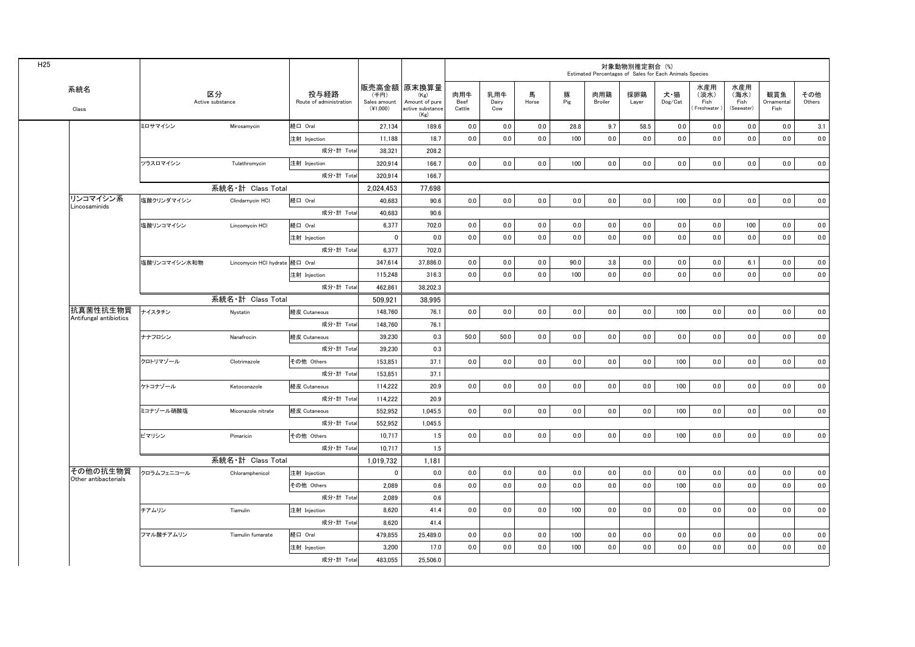H25

| 系統名 Class | 区分 Active substance | | 投与経路 Route of administration | 販売高金額 (千円) Sales amount (¥1,000) | 原末換算量 (Kg) Amount of pure active substance (Kg) | 対象動物別推定割合 (%) Estimated Percentages of Sales for Each Animals Species | | | | | | | | | | |
|---|---|---|---|---|---|---|---|---|---|---|---|---|---|---|---|---|
| | | | | | | 肉用牛 Beef Cattle | 乳用牛 Dairy Cow | 馬 Horse | 豚 Pig | 肉用鶏 Broiler | 採卵鶏 Layer | 犬・猫 Dog/Cat | 水産用 (淡水) Fish (Freshwater) | 水産用 (海水) Fish (Seawater) | 観賞魚 Ornamental Fish | その他 Others |
| | ミロサマイシン | Mirosamycin | 経口 Oral | 27,134 | 189.6 | 0.0 | 0.0 | 0.0 | 28.8 | 9.7 | 58.5 | 0.0 | 0.0 | 0.0 | 0.0 | 3.1 |
| | | | 注射 Injection | 11,188 | 18.7 | 0.0 | 0.0 | 0.0 | 100 | 0.0 | 0.0 | 0.0 | 0.0 | 0.0 | 0.0 | 0.0 |
| | | | 成分・計 Total | 38,321 | 208.2 | | | | | | | | | | | |
| | ツラスロマイシン | Tulathromycin | 注射 Injection | 320,914 | 166.7 | 0.0 | 0.0 | 0.0 | 100 | 0.0 | 0.0 | 0.0 | 0.0 | 0.0 | 0.0 | 0.0 |
| | | | 成分・計 Total | 320,914 | 166.7 | | | | | | | | | | | |
| | 系統名・計 Class Total | | | 2,024,453 | 77,698 | | | | | | | | | | | |
| リンコマイシン系 Lincosaminids | 塩酸クリンダマイシン | Clindamycin HCl | 経口 Oral | 40,683 | 90.6 | 0.0 | 0.0 | 0.0 | 0.0 | 0.0 | 0.0 | 100 | 0.0 | 0.0 | 0.0 | 0.0 |
| | | | 成分・計 Total | 40,683 | 90.6 | | | | | | | | | | | |
| | 塩酸リンコマイシン | Lincomycin HCl | 経口 Oral | 6,377 | 702.0 | 0.0 | 0.0 | 0.0 | 0.0 | 0.0 | 0.0 | 0.0 | 0.0 | 100 | 0.0 | 0.0 |
| | | | 注射 Injection | 0 | 0.0 | 0.0 | 0.0 | 0.0 | 0.0 | 0.0 | 0.0 | 0.0 | 0.0 | 0.0 | 0.0 | 0.0 |
| | | | 成分・計 Total | 6,377 | 702.0 | | | | | | | | | | | |
| | 塩酸リンコマイシン水和物 | Lincomycin HCl hydrate | 経口 Oral | 347,614 | 37,886.0 | 0.0 | 0.0 | 0.0 | 90.0 | 3.8 | 0.0 | 0.0 | 0.0 | 6.1 | 0.0 | 0.0 |
| | | | 注射 Injection | 115,248 | 316.3 | 0.0 | 0.0 | 0.0 | 100 | 0.0 | 0.0 | 0.0 | 0.0 | 0.0 | 0.0 | 0.0 |
| | | | 成分・計 Total | 462,861 | 38,202.3 | | | | | | | | | | | |
| | 系統名・計 Class Total | | | 509,921 | 38,995 | | | | | | | | | | | |
| 抗真菌性抗生物質 Antifungal antibiotics | ナイスタチン | Nystatin | 経皮 Cutaneous | 148,760 | 76.1 | 0.0 | 0.0 | 0.0 | 0.0 | 0.0 | 0.0 | 100 | 0.0 | 0.0 | 0.0 | 0.0 |
| | | | 成分・計 Total | 148,760 | 76.1 | | | | | | | | | | | |
| | ナナフロシン | Nanafrocin | 経皮 Cutaneous | 39,230 | 0.3 | 50.0 | 50.0 | 0.0 | 0.0 | 0.0 | 0.0 | 0.0 | 0.0 | 0.0 | 0.0 | 0.0 |
| | | | 成分・計 Total | 39,230 | 0.3 | | | | | | | | | | | |
| | クロトリマゾール | Clotrimazole | その他 Others | 153,851 | 37.1 | 0.0 | 0.0 | 0.0 | 0.0 | 0.0 | 0.0 | 100 | 0.0 | 0.0 | 0.0 | 0.0 |
| | | | 成分・計 Total | 153,851 | 37.1 | | | | | | | | | | | |
| | ケトコナゾール | Ketoconazole | 経皮 Cutaneous | 114,222 | 20.9 | 0.0 | 0.0 | 0.0 | 0.0 | 0.0 | 0.0 | 100 | 0.0 | 0.0 | 0.0 | 0.0 |
| | | | 成分・計 Total | 114,222 | 20.9 | | | | | | | | | | | |
| | ミコナゾール硝酸塩 | Miconazole nitrate | 経皮 Cutaneous | 552,952 | 1,045.5 | 0.0 | 0.0 | 0.0 | 0.0 | 0.0 | 0.0 | 100 | 0.0 | 0.0 | 0.0 | 0.0 |
| | | | 成分・計 Total | 552,952 | 1,045.5 | | | | | | | | | | | |
| | ピマリシン | Pimaricin | その他 Others | 10,717 | 1.5 | 0.0 | 0.0 | 0.0 | 0.0 | 0.0 | 0.0 | 100 | 0.0 | 0.0 | 0.0 | 0.0 |
| | | | 成分・計 Total | 10,717 | 1.5 | | | | | | | | | | | |
| | 系統名・計 Class Total | | | 1,019,732 | 1,181 | | | | | | | | | | | |
| その他の抗生物質 Other antibacterials | クロラムフェニコール | Chloramphenicol | 注射 Injection | 0 | 0.0 | 0.0 | 0.0 | 0.0 | 0.0 | 0.0 | 0.0 | 0.0 | 0.0 | 0.0 | 0.0 | 0.0 |
| | | | その他 Others | 2,089 | 0.6 | 0.0 | 0.0 | 0.0 | 0.0 | 0.0 | 0.0 | 100 | 0.0 | 0.0 | 0.0 | 0.0 |
| | | | 成分・計 Total | 2,089 | 0.6 | | | | | | | | | | | |
| | チアムリン | Tiamulin | 注射 Injection | 8,620 | 41.4 | 0.0 | 0.0 | 0.0 | 100 | 0.0 | 0.0 | 0.0 | 0.0 | 0.0 | 0.0 | 0.0 |
| | | | 成分・計 Total | 8,620 | 41.4 | | | | | | | | | | | |
| | フマル酸チアムリン | Tiamulin fumarate | 経口 Oral | 479,855 | 25,489.0 | 0.0 | 0.0 | 0.0 | 100 | 0.0 | 0.0 | 0.0 | 0.0 | 0.0 | 0.0 | 0.0 |
| | | | 注射 Injection | 3,200 | 17.0 | 0.0 | 0.0 | 0.0 | 100 | 0.0 | 0.0 | 0.0 | 0.0 | 0.0 | 0.0 | 0.0 |
| | | | 成分・計 Total | 483,055 | 25,506.0 | | | | | | | | | | | |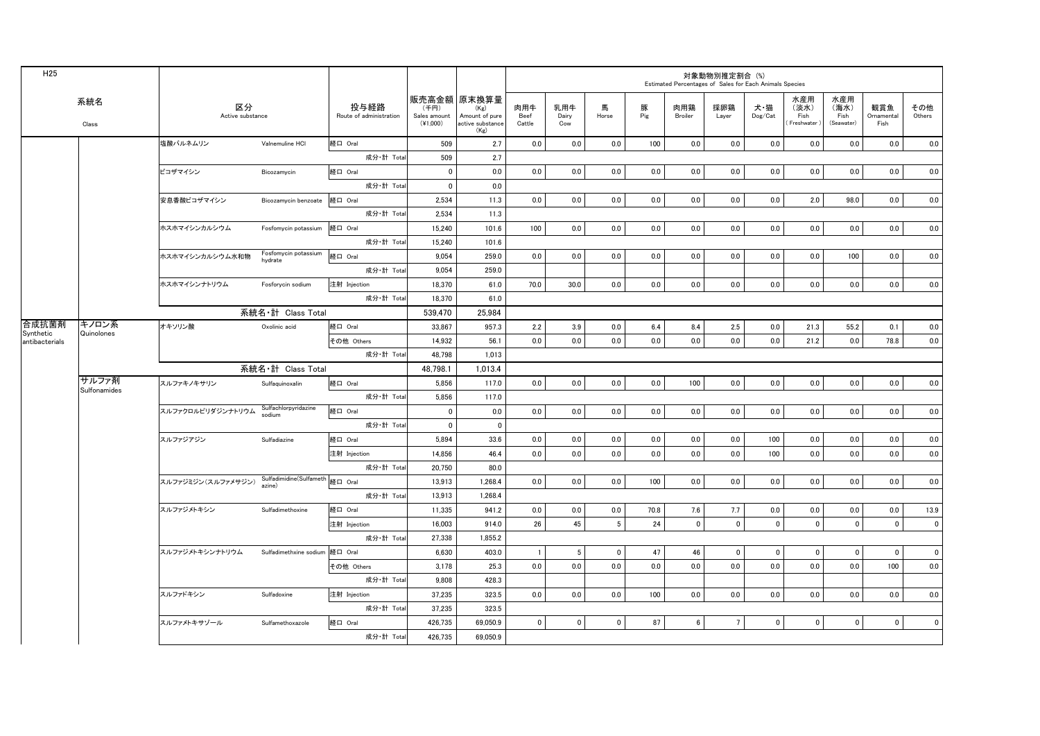H25

| 系統名 Class | | 区分 Active substance | | 投与経路 Route of administration | 販売高金額 (千円) Sales amount (¥1,000) | 原末換算量 (Kg) Amount of pure active substance (Kg) | 対象動物別推定割合 (%) Estimated Percentages of Sales for Each Animals Species | | | | | | | | | | |
|---|---|---|---|---|---|---|---|---|---|---|---|---|---|---|---|---|---|
| | | | | | | | 肉用牛 Beef Cattle | 乳用牛 Dairy Cow | 馬 Horse | 豚 Pig | 肉用鶏 Broiler | 採卵鶏 Layer | 犬・猫 Dog/Cat | 水産用(淡水) Fish (Freshwater) | 水産用(海水) Fish (Seawater) | 観賞魚 Ornamental Fish | その他 Others |
| | | 塩酸バルネムリン | Valnemuline HCl | 経口 Oral | 509 | 2.7 | 0.0 | 0.0 | 0.0 | 100 | 0.0 | 0.0 | 0.0 | 0.0 | 0.0 | 0.0 | 0.0 |
| | | | | 成分・計 Total | 509 | 2.7 | | | | | | | | | | | |
| | | ビコザマイシン | Bicozamycin | 経口 Oral | 0 | 0.0 | 0.0 | 0.0 | 0.0 | 0.0 | 0.0 | 0.0 | 0.0 | 0.0 | 0.0 | 0.0 | 0.0 |
| | | | | 成分・計 Total | 0 | 0.0 | | | | | | | | | | | |
| | | 安息香酸ビコザマイシン | Bicozamycin benzoate | 経口 Oral | 2,534 | 11.3 | 0.0 | 0.0 | 0.0 | 0.0 | 0.0 | 0.0 | 0.0 | 2.0 | 98.0 | 0.0 | 0.0 |
| | | | | 成分・計 Total | 2,534 | 11.3 | | | | | | | | | | | |
| | | ホスホマイシンカルシウム | Fosfomycin potassium | 経口 Oral | 15,240 | 101.6 | 100 | 0.0 | 0.0 | 0.0 | 0.0 | 0.0 | 0.0 | 0.0 | 0.0 | 0.0 | 0.0 |
| | | | | 成分・計 Total | 15,240 | 101.6 | | | | | | | | | | | |
| | | ホスホマイシンカルシウム水和物 | Fosfomycin potassium hydrate | 経口 Oral | 9,054 | 259.0 | 0.0 | 0.0 | 0.0 | 0.0 | 0.0 | 0.0 | 0.0 | 0.0 | 100 | 0.0 | 0.0 |
| | | | | 成分・計 Total | 9,054 | 259.0 | | | | | | | | | | | |
| | | ホスホマイシンナトリウム | Fosforycin sodium | 注射 Injection | 18,370 | 61.0 | 70.0 | 30.0 | 0.0 | 0.0 | 0.0 | 0.0 | 0.0 | 0.0 | 0.0 | 0.0 | 0.0 |
| | | | | 成分・計 Total | 18,370 | 61.0 | | | | | | | | | | | |
| | | 系統名・計 Class Total | | | 539,470 | 25,984 | | | | | | | | | | | |
| 合成抗菌剤 Synthetic antibacterials | キノロン系 Quinolones | オキソリン酸 | Oxolinic acid | 経口 Oral | 33,867 | 957.3 | 2.2 | 3.9 | 0.0 | 6.4 | 8.4 | 2.5 | 0.0 | 21.3 | 55.2 | 0.1 | 0.0 |
| | | | | その他 Others | 14,932 | 56.1 | 0.0 | 0.0 | 0.0 | 0.0 | 0.0 | 0.0 | 0.0 | 21.2 | 0.0 | 78.8 | 0.0 |
| | | | | 成分・計 Total | 48,798 | 1,013 | | | | | | | | | | | |
| | | 系統名・計 Class Total | | | 48,798.1 | 1,013.4 | | | | | | | | | | | |
| | サルファ剤 Sulfonamides | スルファキノキサリン | Sulfaquinoxalin | 経口 Oral | 5,856 | 117.0 | 0.0 | 0.0 | 0.0 | 0.0 | 100 | 0.0 | 0.0 | 0.0 | 0.0 | 0.0 | 0.0 |
| | | | | 成分・計 Total | 5,856 | 117.0 | | | | | | | | | | | |
| | | スルファクロルピリダジンナトリウム | Sulfachlorpyridazine sodium | 経口 Oral | 0 | 0.0 | 0.0 | 0.0 | 0.0 | 0.0 | 0.0 | 0.0 | 0.0 | 0.0 | 0.0 | 0.0 | 0.0 |
| | | | | 成分・計 Total | 0 | 0 | | | | | | | | | | | |
| | | スルファジアジン | Sulfadiazine | 経口 Oral | 5,894 | 33.6 | 0.0 | 0.0 | 0.0 | 0.0 | 0.0 | 0.0 | 100 | 0.0 | 0.0 | 0.0 | 0.0 |
| | | | | 注射 Injection | 14,856 | 46.4 | 0.0 | 0.0 | 0.0 | 0.0 | 0.0 | 0.0 | 100 | 0.0 | 0.0 | 0.0 | 0.0 |
| | | | | 成分・計 Total | 20,750 | 80.0 | | | | | | | | | | | |
| | | スルファジミジン(スルファメサジン) | Sulfadimidine(Sulfamethazine) | 経口 Oral | 13,913 | 1,268.4 | 0.0 | 0.0 | 0.0 | 100 | 0.0 | 0.0 | 0.0 | 0.0 | 0.0 | 0.0 | 0.0 |
| | | | | 成分・計 Total | 13,913 | 1,268.4 | | | | | | | | | | | |
| | | スルファジメトキシン | Sulfadimethoxine | 経口 Oral | 11,335 | 941.2 | 0.0 | 0.0 | 0.0 | 70.8 | 7.6 | 7.7 | 0.0 | 0.0 | 0.0 | 0.0 | 13.9 |
| | | | | 注射 Injection | 16,003 | 914.0 | 26 | 45 | 5 | 24 | 0 | 0 | 0 | 0 | 0 | 0 | 0 |
| | | | | 成分・計 Total | 27,338 | 1,855.2 | | | | | | | | | | | |
| | | スルファジメトキシンナトリウム | Sulfadimethxine sodium | 経口 Oral | 6,630 | 403.0 | 1 | 5 | 0 | 47 | 46 | 0 | 0 | 0 | 0 | 0 | 0 |
| | | | | その他 Others | 3,178 | 25.3 | 0.0 | 0.0 | 0.0 | 0.0 | 0.0 | 0.0 | 0.0 | 0.0 | 0.0 | 100 | 0.0 |
| | | | | 成分・計 Total | 9,808 | 428.3 | | | | | | | | | | | |
| | | スルファドキシン | Sulfadoxine | 注射 Injection | 37,235 | 323.5 | 0.0 | 0.0 | 0.0 | 100 | 0.0 | 0.0 | 0.0 | 0.0 | 0.0 | 0.0 | 0.0 |
| | | | | 成分・計 Total | 37,235 | 323.5 | | | | | | | | | | | |
| | | スルファメトキサゾール | Sulfamethoxazole | 経口 Oral | 426,735 | 69,050.9 | 0 | 0 | 0 | 87 | 6 | 7 | 0 | 0 | 0 | 0 | 0 |
| | | | | 成分・計 Total | 426,735 | 69,050.9 | | | | | | | | | | | |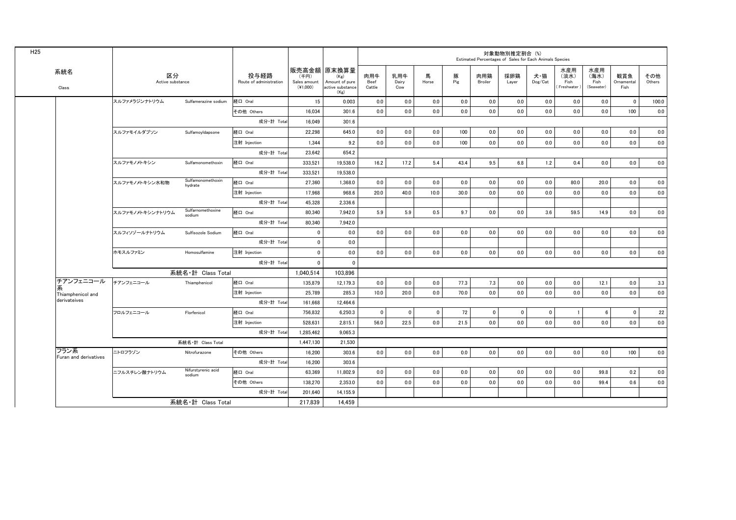H25

| 系統名 Class | 区分 Active substance | | 投与経路 Route of administration | 販売高金額 (千円) Sales amount (¥1,000) | 原末換算量 (Kg) Amount of pure active substance (Kg) | 対象動物別推定割合 (%) Estimated Percentages of Sales for Each Animals Species | | | | | | | | | | |
|---|---|---|---|---|---|---|---|---|---|---|---|---|---|---|---|---|
| | | | | | | 肉用牛 Beef Cattle | 乳用牛 Dairy Cow | 馬 Horse | 豚 Pig | 肉用鶏 Broiler | 採卵鶏 Layer | 犬・猫 Dog/Cat | 水産用(淡水) Fish (Freshwater) | 水産用(海水) Fish (Seawater) | 観賞魚 Ornamental Fish | その他 Others |
| | スルファメラジンナトリウム | Sulfamerazine sodium | 経口 Oral | 15 | 0.003 | 0.0 | 0.0 | 0.0 | 0.0 | 0.0 | 0.0 | 0.0 | 0.0 | 0.0 | 0 | 100.0 |
| | | | その他 Others | 16,034 | 301.6 | 0.0 | 0.0 | 0.0 | 0.0 | 0.0 | 0.0 | 0.0 | 0.0 | 0.0 | 100 | 0.0 |
| | | | 成分・計 Total | 16,049 | 301.6 | | | | | | | | | | | |
| | スルファモイルダプソン | Sulfamoyldapsone | 経口 Oral | 22,298 | 645.0 | 0.0 | 0.0 | 0.0 | 100 | 0.0 | 0.0 | 0.0 | 0.0 | 0.0 | 0.0 | 0.0 |
| | | | 注射 Injection | 1,344 | 9.2 | 0.0 | 0.0 | 0.0 | 100 | 0.0 | 0.0 | 0.0 | 0.0 | 0.0 | 0.0 | 0.0 |
| | | | 成分・計 Total | 23,642 | 654.2 | | | | | | | | | | | |
| | スルファモノメトキシン | Sulfamonomethoxin | 経口 Oral | 333,521 | 19,538.0 | 16.2 | 17.2 | 5.4 | 43.4 | 9.5 | 6.8 | 1.2 | 0.4 | 0.0 | 0.0 | 0.0 |
| | | | 成分・計 Total | 333,521 | 19,538.0 | | | | | | | | | | | |
| | スルファモノメトキシン水和物 | Sulfamonomethoxin hydrate | 経口 Oral | 27,360 | 1,368.0 | 0.0 | 0.0 | 0.0 | 0.0 | 0.0 | 0.0 | 0.0 | 80.0 | 20.0 | 0.0 | 0.0 |
| | | | 注射 Injection | 17,968 | 968.6 | 20.0 | 40.0 | 10.0 | 30.0 | 0.0 | 0.0 | 0.0 | 0.0 | 0.0 | 0.0 | 0.0 |
| | | | 成分・計 Total | 45,328 | 2,336.6 | | | | | | | | | | | |
| | スルファモノメトキシンナトリウム | Sulfamomethoxine sodium | 経口 Oral | 80,340 | 7,942.0 | 5.9 | 5.9 | 0.5 | 9.7 | 0.0 | 0.0 | 3.6 | 59.5 | 14.9 | 0.0 | 0.0 |
| | | | 成分・計 Total | 80,340 | 7,942.0 | | | | | | | | | | | |
| | スルフィソゾールナトリウム | Sulfisozole Sodium | 経口 Oral | 0 | 0.0 | 0.0 | 0.0 | 0.0 | 0.0 | 0.0 | 0.0 | 0.0 | 0.0 | 0.0 | 0.0 | 0.0 |
| | | | 成分・計 Total | 0 | 0.0 | | | | | | | | | | | |
| | ホモスルファミン | Homosulfamine | 注射 Injection | 0 | 0.0 | 0.0 | 0.0 | 0.0 | 0.0 | 0.0 | 0.0 | 0.0 | 0.0 | 0.0 | 0.0 | 0.0 |
| | | | 成分・計 Total | 0 | 0 | | | | | | | | | | | |
| | 系統名・計 Class Total | | | 1,040,514 | 103,896 | | | | | | | | | | | |
| チアンフェニコール系 Thiamphenicol and derivateives | チアンフェニコール | Thiamphenicol | 経口 Oral | 135,879 | 12,179.3 | 0.0 | 0.0 | 0.0 | 77.3 | 7.3 | 0.0 | 0.0 | 0.0 | 12.1 | 0.0 | 3.3 |
| | | | 注射 Injection | 25,789 | 285.3 | 10.0 | 20.0 | 0.0 | 70.0 | 0.0 | 0.0 | 0.0 | 0.0 | 0.0 | 0.0 | 0.0 |
| | | | 成分・計 Total | 161,668 | 12,464.6 | | | | | | | | | | | |
| | フロルフェニコール | Florfenicol | 経口 Oral | 756,832 | 6,250.3 | 0 | 0 | 0 | 72 | 0 | 0 | 0 | 1 | 6 | 0 | 22 |
| | | | 注射 Injection | 528,631 | 2,815.1 | 56.0 | 22.5 | 0.0 | 21.5 | 0.0 | 0.0 | 0.0 | 0.0 | 0.0 | 0.0 | 0.0 |
| | | | 成分・計 Total | 1,285,462 | 9,065.3 | | | | | | | | | | | |
| | 系統名・計 Class Total | | | 1,447,130 | 21,530 | | | | | | | | | | | |
| フラン系 Furan and derivatives | ニトロフラゾン | Nitrofurazone | その他 Others | 16,200 | 303.6 | 0.0 | 0.0 | 0.0 | 0.0 | 0.0 | 0.0 | 0.0 | 0.0 | 0.0 | 100 | 0.0 |
| | | | 成分・計 Total | 16,200 | 303.6 | | | | | | | | | | | |
| | ニフルスチレン酸ナトリウム | Nifurstyrenic acid sodium | 経口 Oral | 63,369 | 11,802.9 | 0.0 | 0.0 | 0.0 | 0.0 | 0.0 | 0.0 | 0.0 | 0.0 | 99.8 | 0.2 | 0.0 |
| | | | その他 Others | 138,270 | 2,353.0 | 0.0 | 0.0 | 0.0 | 0.0 | 0.0 | 0.0 | 0.0 | 0.0 | 99.4 | 0.6 | 0.0 |
| | | | 成分・計 Total | 201,640 | 14,155.9 | | | | | | | | | | | |
| | 系統名・計 Class Total | | | 217,839 | 14,459 | | | | | | | | | | | |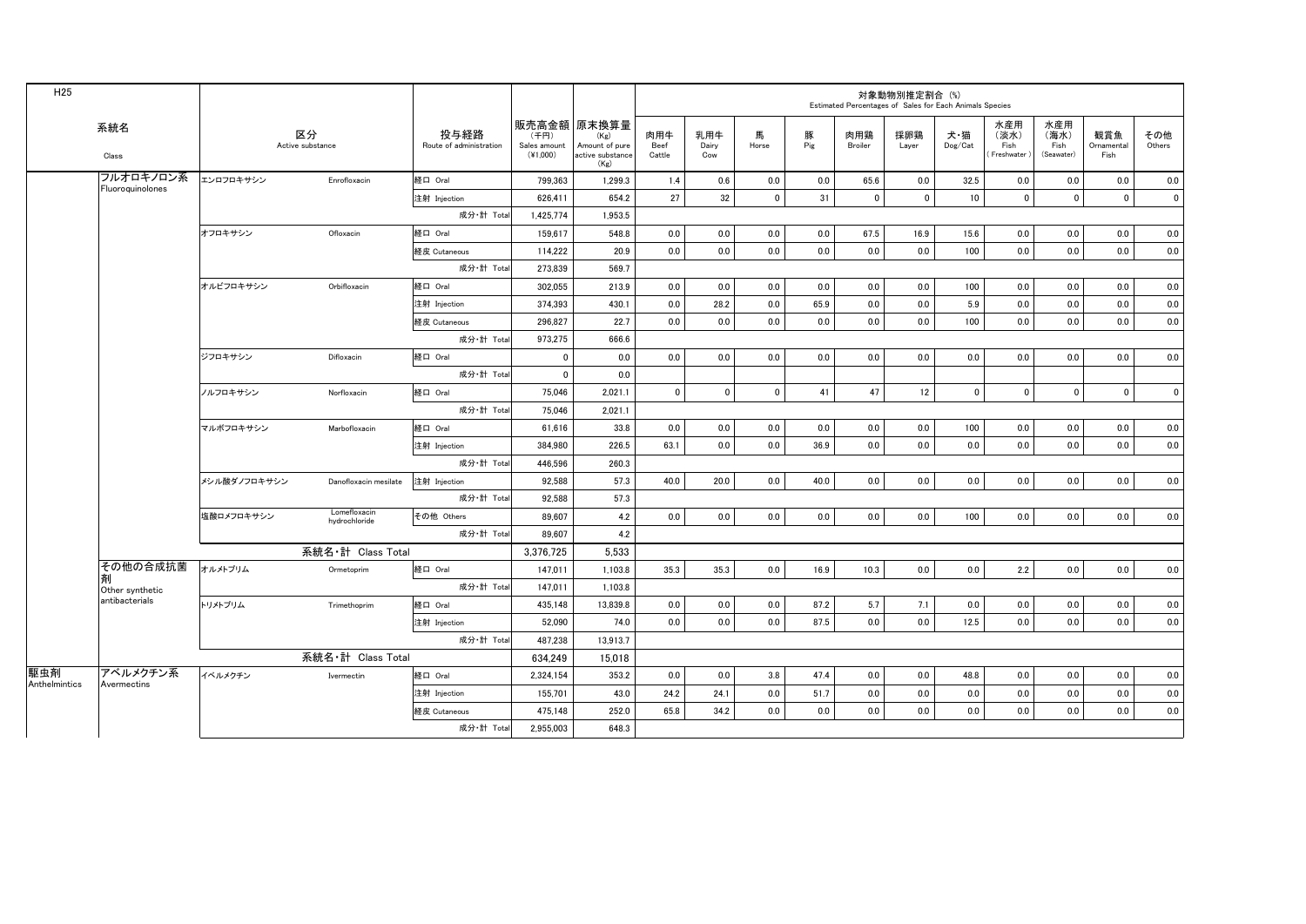H25

| 系統名 Class | | 区分 Active substance | | 投与経路 Route of administration | 販売高金額 (千円) Sales amount (¥1,000) | 原末換算量 (Kg) Amount of pure active substance (Kg) | 対象動物別推定割合 (%) Estimated Percentages of Sales for Each Animals Species | | | | | | | | | | |
|---|---|---|---|---|---|---|---|---|---|---|---|---|---|---|---|---|---|
| | | | | | | | 肉用牛 Beef Cattle | 乳用牛 Dairy Cow | 馬 Horse | 豚 Pig | 肉用鶏 Broiler | 採卵鶏 Layer | 犬・猫 Dog/Cat | 水産用（淡水） Fish (Freshwater) | 水産用（海水） Fish (Seawater) | 観賞魚 Ornamental Fish | その他 Others |
| | フルオロキノロン系 Fluoroquinolones | エンロフロキサシン | Enrofloxacin | 経口 Oral | 799,363 | 1,299.3 | 1.4 | 0.6 | 0.0 | 0.0 | 65.6 | 0.0 | 32.5 | 0.0 | 0.0 | 0.0 | 0.0 |
| | | | | 注射 Injection | 626,411 | 654.2 | 27 | 32 | 0 | 31 | 0 | 0 | 10 | 0 | 0 | 0 | 0 |
| | | | | 成分・計 Total | 1,425,774 | 1,953.5 | | | | | | | | | | | |
| | | オフロキサシン | Ofloxacin | 経口 Oral | 159,617 | 548.8 | 0.0 | 0.0 | 0.0 | 0.0 | 67.5 | 16.9 | 15.6 | 0.0 | 0.0 | 0.0 | 0.0 |
| | | | | 経皮 Cutaneous | 114,222 | 20.9 | 0.0 | 0.0 | 0.0 | 0.0 | 0.0 | 0.0 | 100 | 0.0 | 0.0 | 0.0 | 0.0 |
| | | | | 成分・計 Total | 273,839 | 569.7 | | | | | | | | | | | |
| | | オルビフロキサシン | Orbifloxacin | 経口 Oral | 302,055 | 213.9 | 0.0 | 0.0 | 0.0 | 0.0 | 0.0 | 0.0 | 100 | 0.0 | 0.0 | 0.0 | 0.0 |
| | | | | 注射 Injection | 374,393 | 430.1 | 0.0 | 28.2 | 0.0 | 65.9 | 0.0 | 0.0 | 5.9 | 0.0 | 0.0 | 0.0 | 0.0 |
| | | | | 経皮 Cutaneous | 296,827 | 22.7 | 0.0 | 0.0 | 0.0 | 0.0 | 0.0 | 0.0 | 100 | 0.0 | 0.0 | 0.0 | 0.0 |
| | | | | 成分・計 Total | 973,275 | 666.6 | | | | | | | | | | | |
| | | ジフロキサシン | Difloxacin | 経口 Oral | 0 | 0.0 | 0.0 | 0.0 | 0.0 | 0.0 | 0.0 | 0.0 | 0.0 | 0.0 | 0.0 | 0.0 | 0.0 |
| | | | | 成分・計 Total | 0 | 0.0 | | | | | | | | | | | |
| | | ノルフロキサシン | Norfloxacin | 経口 Oral | 75,046 | 2,021.1 | 0 | 0 | 0 | 41 | 47 | 12 | 0 | 0 | 0 | 0 | 0 |
| | | | | 成分・計 Total | 75,046 | 2,021.1 | | | | | | | | | | | |
| | | マルボフロキサシン | Marbofloxacin | 経口 Oral | 61,616 | 33.8 | 0.0 | 0.0 | 0.0 | 0.0 | 0.0 | 0.0 | 100 | 0.0 | 0.0 | 0.0 | 0.0 |
| | | | | 注射 Injection | 384,980 | 226.5 | 63.1 | 0.0 | 0.0 | 36.9 | 0.0 | 0.0 | 0.0 | 0.0 | 0.0 | 0.0 | 0.0 |
| | | | | 成分・計 Total | 446,596 | 260.3 | | | | | | | | | | | |
| | | メシル酸ダノフロキサシン | Danofloxacin mesilate | 注射 Injection | 92,588 | 57.3 | 40.0 | 20.0 | 0.0 | 40.0 | 0.0 | 0.0 | 0.0 | 0.0 | 0.0 | 0.0 | 0.0 |
| | | | | 成分・計 Total | 92,588 | 57.3 | | | | | | | | | | | |
| | | 塩酸ロメフロキサシン | Lomefloxacin hydrochloride | その他 Others | 89,607 | 4.2 | 0.0 | 0.0 | 0.0 | 0.0 | 0.0 | 0.0 | 100 | 0.0 | 0.0 | 0.0 | 0.0 |
| | | | | 成分・計 Total | 89,607 | 4.2 | | | | | | | | | | | |
| | | 系統名・計 Class Total | | | 3,376,725 | 5,533 | | | | | | | | | | | |
| | その他の合成抗菌剤 Other synthetic antibacterials | オルメトプリム | Ormetoprim | 経口 Oral | 147,011 | 1,103.8 | 35.3 | 35.3 | 0.0 | 16.9 | 10.3 | 0.0 | 0.0 | 2.2 | 0.0 | 0.0 | 0.0 |
| | | | | 成分・計 Total | 147,011 | 1,103.8 | | | | | | | | | | | |
| | | トリメトプリム | Trimethoprim | 経口 Oral | 435,148 | 13,839.8 | 0.0 | 0.0 | 0.0 | 87.2 | 5.7 | 7.1 | 0.0 | 0.0 | 0.0 | 0.0 | 0.0 |
| | | | | 注射 Injection | 52,090 | 74.0 | 0.0 | 0.0 | 0.0 | 87.5 | 0.0 | 0.0 | 12.5 | 0.0 | 0.0 | 0.0 | 0.0 |
| | | | | 成分・計 Total | 487,238 | 13,913.7 | | | | | | | | | | | |
| | | 系統名・計 Class Total | | | 634,249 | 15,018 | | | | | | | | | | | |
| 駆虫剤 Anthelmintics | アベルメクチン系 Avermectins | イベルメクチン | Ivermectin | 経口 Oral | 2,324,154 | 353.2 | 0.0 | 0.0 | 3.8 | 47.4 | 0.0 | 0.0 | 48.8 | 0.0 | 0.0 | 0.0 | 0.0 |
| | | | | 注射 Injection | 155,701 | 43.0 | 24.2 | 24.1 | 0.0 | 51.7 | 0.0 | 0.0 | 0.0 | 0.0 | 0.0 | 0.0 | 0.0 |
| | | | | 経皮 Cutaneous | 475,148 | 252.0 | 65.8 | 34.2 | 0.0 | 0.0 | 0.0 | 0.0 | 0.0 | 0.0 | 0.0 | 0.0 | 0.0 |
| | | | | 成分・計 Total | 2,955,003 | 648.3 | | | | | | | | | | | |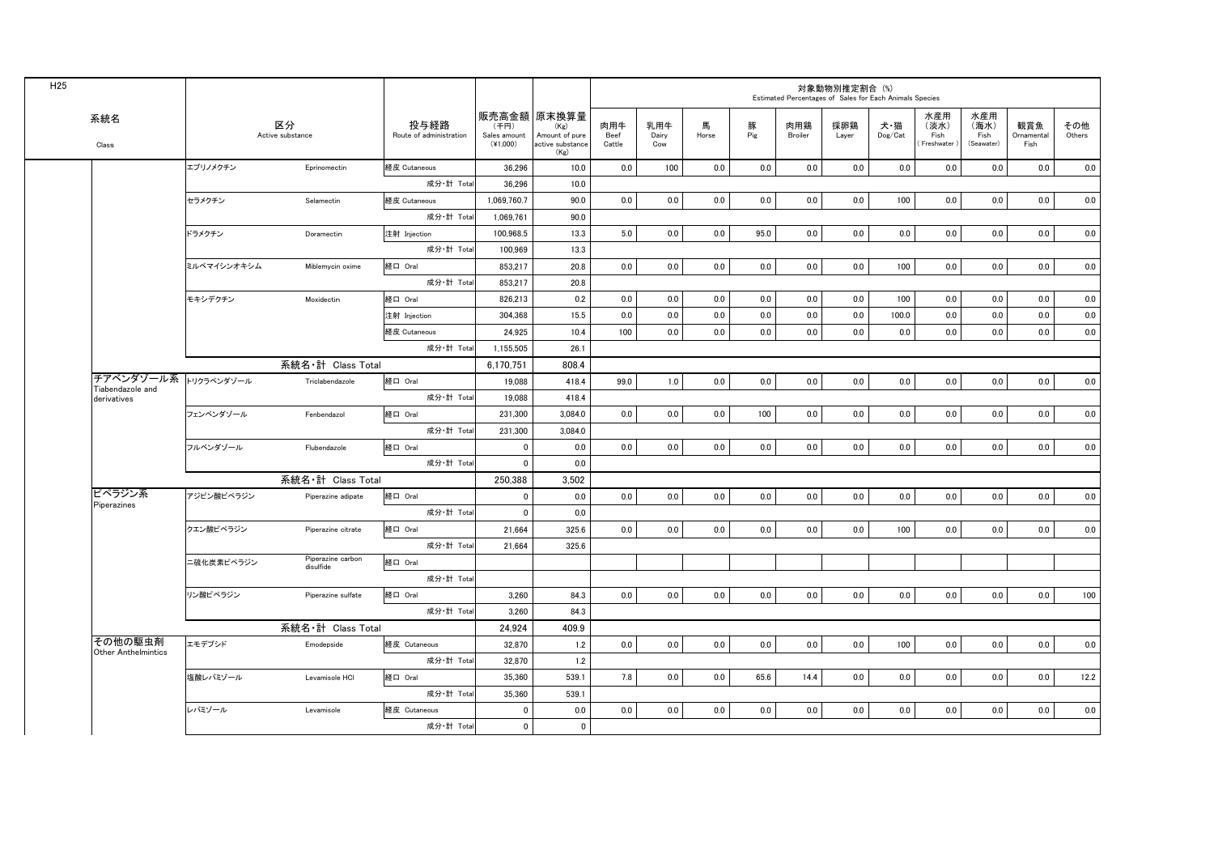H25

| 系統名 Class | 区分 Active substance | | 投与経路 Route of administration | 販売高金額 (千円) Sales amount (¥1,000) | 原末換算量 (Kg) Amount of pure active substance (Kg) | 対象動物別推定割合 (%) Estimated Percentages of Sales for Each Animals Species | | | | | | | | | | |
|---|---|---|---|---|---|---|---|---|---|---|---|---|---|---|---|---|
| | | | | | | 肉用牛 Beef Cattle | 乳用牛 Dairy Cow | 馬 Horse | 豚 Pig | 肉用鶏 Broiler | 採卵鶏 Layer | 犬・猫 Dog/Cat | 水産用(淡水) Fish (Freshwater) | 水産用(海水) Fish (Seawater) | 観賞魚 Ornamental Fish | その他 Others |
| | エプリノメクチン | Eprinomectin | 経皮 Cutaneous | 36,296 | 10.0 | 0.0 | 100 | 0.0 | 0.0 | 0.0 | 0.0 | 0.0 | 0.0 | 0.0 | 0.0 | 0.0 |
| | | | 成分・計 Total | 36,296 | 10.0 | | | | | | | | | | | |
| | セラメクチン | Selamectin | 経皮 Cutaneous | 1,069,760.7 | 90.0 | 0.0 | 0.0 | 0.0 | 0.0 | 0.0 | 0.0 | 100 | 0.0 | 0.0 | 0.0 | 0.0 |
| | | | 成分・計 Total | 1,069,761 | 90.0 | | | | | | | | | | | |
| | ドラメクチン | Doramectin | 注射 Injection | 100,968.5 | 13.3 | 5.0 | 0.0 | 0.0 | 95.0 | 0.0 | 0.0 | 0.0 | 0.0 | 0.0 | 0.0 | 0.0 |
| | | | 成分・計 Total | 100,969 | 13.3 | | | | | | | | | | | |
| | ミルベマイシンオキシム | Miblemycin oxime | 経口 Oral | 853,217 | 20.8 | 0.0 | 0.0 | 0.0 | 0.0 | 0.0 | 0.0 | 100 | 0.0 | 0.0 | 0.0 | 0.0 |
| | | | 成分・計 Total | 853,217 | 20.8 | | | | | | | | | | | |
| | モキシデクチン | Moxidectin | 経口 Oral | 826,213 | 0.2 | 0.0 | 0.0 | 0.0 | 0.0 | 0.0 | 0.0 | 100 | 0.0 | 0.0 | 0.0 | 0.0 |
| | | | 注射 Injection | 304,368 | 15.5 | 0.0 | 0.0 | 0.0 | 0.0 | 0.0 | 0.0 | 100.0 | 0.0 | 0.0 | 0.0 | 0.0 |
| | | | 経皮 Cutaneous | 24,925 | 10.4 | 100 | 0.0 | 0.0 | 0.0 | 0.0 | 0.0 | 0.0 | 0.0 | 0.0 | 0.0 | 0.0 |
| | | | 成分・計 Total | 1,155,505 | 26.1 | | | | | | | | | | | |
| | | 系統名・計 Class Total | | 6,170,751 | 808.4 | | | | | | | | | | | |
| チアベンダゾール系 Tiabendazole and derivatives | トリクラベンダゾール | Triclabendazole | 経口 Oral | 19,088 | 418.4 | 99.0 | 1.0 | 0.0 | 0.0 | 0.0 | 0.0 | 0.0 | 0.0 | 0.0 | 0.0 | 0.0 |
| | | | 成分・計 Total | 19,088 | 418.4 | | | | | | | | | | | |
| | フェンベンダゾール | Fenbendazol | 経口 Oral | 231,300 | 3,084.0 | 0.0 | 0.0 | 0.0 | 100 | 0.0 | 0.0 | 0.0 | 0.0 | 0.0 | 0.0 | 0.0 |
| | | | 成分・計 Total | 231,300 | 3,084.0 | | | | | | | | | | | |
| | フルベンダゾール | Flubendazole | 経口 Oral | 0 | 0.0 | 0.0 | 0.0 | 0.0 | 0.0 | 0.0 | 0.0 | 0.0 | 0.0 | 0.0 | 0.0 | 0.0 |
| | | | 成分・計 Total | 0 | 0.0 | | | | | | | | | | | |
| | | 系統名・計 Class Total | | 250,388 | 3,502 | | | | | | | | | | | |
| ピペラジン系 Piperazines | アジピン酸ピペラジン | Piperazine adipate | 経口 Oral | 0 | 0.0 | 0.0 | 0.0 | 0.0 | 0.0 | 0.0 | 0.0 | 0.0 | 0.0 | 0.0 | 0.0 | 0.0 |
| | | | 成分・計 Total | 0 | 0.0 | | | | | | | | | | | |
| | クエン酸ピペラジン | Piperazine citrate | 経口 Oral | 21,664 | 325.6 | 0.0 | 0.0 | 0.0 | 0.0 | 0.0 | 0.0 | 100 | 0.0 | 0.0 | 0.0 | 0.0 |
| | | | 成分・計 Total | 21,664 | 325.6 | | | | | | | | | | | |
| | 二硫化炭素ピペラジン | Piperazine carbon disulfide | 経口 Oral | | | | | | | | | | | | | |
| | | | 成分・計 Total | | | | | | | | | | | | | |
| | リン酸ピペラジン | Piperazine sulfate | 経口 Oral | 3,260 | 84.3 | 0.0 | 0.0 | 0.0 | 0.0 | 0.0 | 0.0 | 0.0 | 0.0 | 0.0 | 0.0 | 100 |
| | | | 成分・計 Total | 3,260 | 84.3 | | | | | | | | | | | |
| | | 系統名・計 Class Total | | 24,924 | 409.9 | | | | | | | | | | | |
| その他の駆虫剤 Other Anthelmintics | エモデプシド | Emodepside | 経皮 Cutaneous | 32,870 | 1.2 | 0.0 | 0.0 | 0.0 | 0.0 | 0.0 | 0.0 | 100 | 0.0 | 0.0 | 0.0 | 0.0 |
| | | | 成分・計 Total | 32,870 | 1.2 | | | | | | | | | | | |
| | 塩酸レバミゾール | Levamisole HCl | 経口 Oral | 35,360 | 539.1 | 7.8 | 0.0 | 0.0 | 65.6 | 14.4 | 0.0 | 0.0 | 0.0 | 0.0 | 0.0 | 12.2 |
| | | | 成分・計 Total | 35,360 | 539.1 | | | | | | | | | | | |
| | レバミゾール | Levamisole | 経皮 Cutaneous | 0 | 0.0 | 0.0 | 0.0 | 0.0 | 0.0 | 0.0 | 0.0 | 0.0 | 0.0 | 0.0 | 0.0 | 0.0 |
| | | | 成分・計 Total | 0 | 0 | | | | | | | | | | | |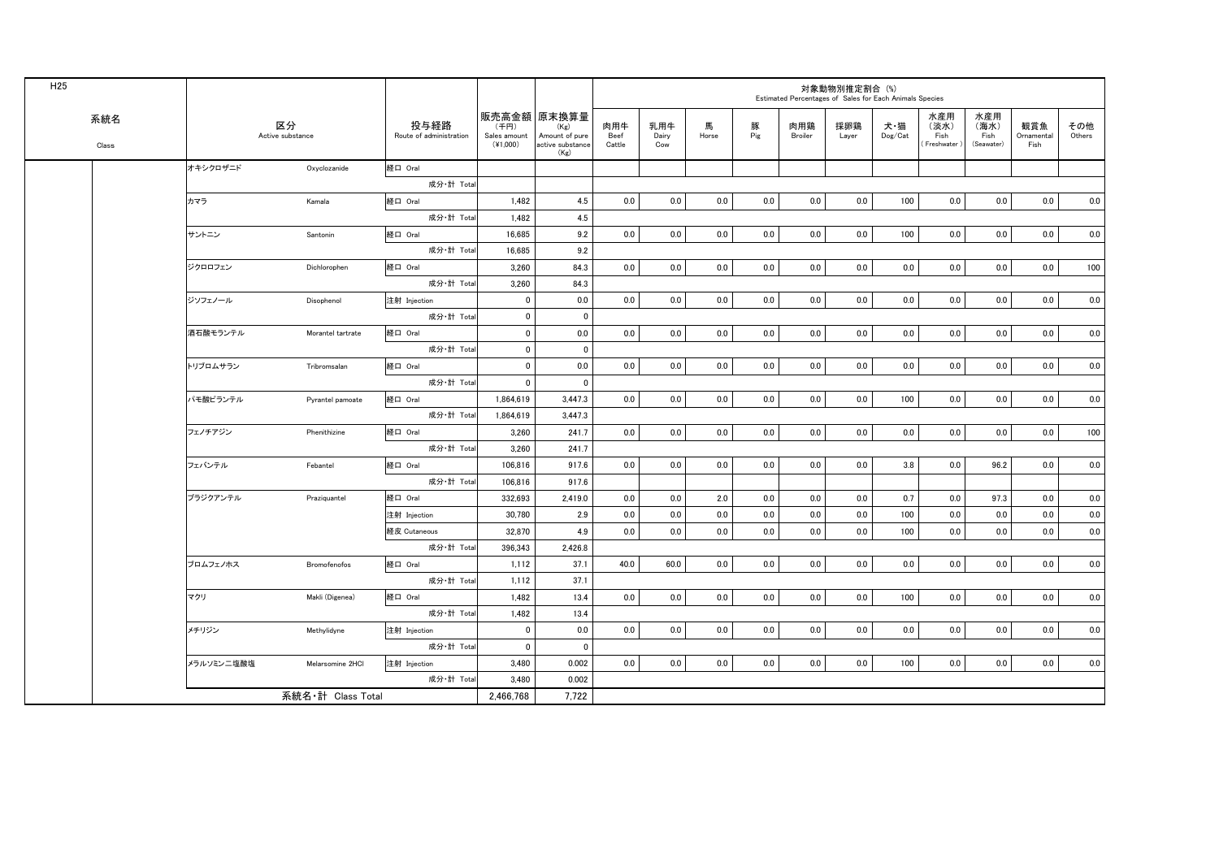H25

| 系統名 Class | 区分 Active substance | | 投与路経 Route of administration | 販売高金額 (千円) Sales amount (¥1,000) | 原末換算量 (Kg) Amount of pure active substance (Kg) | 対象動物別推定割合 (%) Estimated Percentages of Sales for Each Animals Species | | | | | | | | | | |
|---|---|---|---|---|---|---|---|---|---|---|---|---|---|---|---|---|
| | | | | | | 肉用牛 Beef Cattle | 乳用牛 Dairy Cow | 馬 Horse | 豚 Pig | 肉用鶏 Broiler | 採卵鶏 Layer | 犬・猫 Dog/Cat | 水産用 (淡水) Fish (Freshwater) | 水産用 (海水) Fish (Seawater) | 観賞魚 Ornamental Fish | その他 Others |
| | オキシクロザニド | Oxyclozanide | 経口 Oral | | | | | | | | | | | | | |
| | | | 成分・計 Total | | | | | | | | | | | | | |
| | カマラ | Kamala | 経口 Oral | 1,482 | 4.5 | 0.0 | 0.0 | 0.0 | 0.0 | 0.0 | 0.0 | 100 | 0.0 | 0.0 | 0.0 | 0.0 |
| | | | 成分・計 Total | 1,482 | 4.5 | | | | | | | | | | | |
| | サントニン | Santonin | 経口 Oral | 16,685 | 9.2 | 0.0 | 0.0 | 0.0 | 0.0 | 0.0 | 0.0 | 100 | 0.0 | 0.0 | 0.0 | 0.0 |
| | | | 成分・計 Total | 16,685 | 9.2 | | | | | | | | | | | |
| | ジクロロフェン | Dichlorophen | 経口 Oral | 3,260 | 84.3 | 0.0 | 0.0 | 0.0 | 0.0 | 0.0 | 0.0 | 0.0 | 0.0 | 0.0 | 0.0 | 100 |
| | | | 成分・計 Total | 3,260 | 84.3 | | | | | | | | | | | |
| | ジソフェノール | Disophenol | 注射 Injection | 0 | 0.0 | 0.0 | 0.0 | 0.0 | 0.0 | 0.0 | 0.0 | 0.0 | 0.0 | 0.0 | 0.0 | 0.0 |
| | | | 成分・計 Total | 0 | 0 | | | | | | | | | | | |
| | 酒石酸モランテル | Morantel tartrate | 経口 Oral | 0 | 0.0 | 0.0 | 0.0 | 0.0 | 0.0 | 0.0 | 0.0 | 0.0 | 0.0 | 0.0 | 0.0 | 0.0 |
| | | | 成分・計 Total | 0 | 0 | | | | | | | | | | | |
| | トリブロムサラン | Tribromsalan | 経口 Oral | 0 | 0.0 | 0.0 | 0.0 | 0.0 | 0.0 | 0.0 | 0.0 | 0.0 | 0.0 | 0.0 | 0.0 | 0.0 |
| | | | 成分・計 Total | 0 | 0 | | | | | | | | | | | |
| | パモ酸ピランテル | Pyrantel pamoate | 経口 Oral | 1,864,619 | 3,447.3 | 0.0 | 0.0 | 0.0 | 0.0 | 0.0 | 0.0 | 100 | 0.0 | 0.0 | 0.0 | 0.0 |
| | | | 成分・計 Total | 1,864,619 | 3,447.3 | | | | | | | | | | | |
| | フェノチアジン | Phenithizine | 経口 Oral | 3,260 | 241.7 | 0.0 | 0.0 | 0.0 | 0.0 | 0.0 | 0.0 | 0.0 | 0.0 | 0.0 | 0.0 | 100 |
| | | | 成分・計 Total | 3,260 | 241.7 | | | | | | | | | | | |
| | フェバンテル | Febantel | 経口 Oral | 106,816 | 917.6 | 0.0 | 0.0 | 0.0 | 0.0 | 0.0 | 0.0 | 3.8 | 0.0 | 96.2 | 0.0 | 0.0 |
| | | | 成分・計 Total | 106,816 | 917.6 | | | | | | | | | | | |
| | プラジクアンテル | Praziquantel | 経口 Oral | 332,693 | 2,419.0 | 0.0 | 0.0 | 2.0 | 0.0 | 0.0 | 0.0 | 0.7 | 0.0 | 97.3 | 0.0 | 0.0 |
| | | | 注射 Injection | 30,780 | 2.9 | 0.0 | 0.0 | 0.0 | 0.0 | 0.0 | 0.0 | 100 | 0.0 | 0.0 | 0.0 | 0.0 |
| | | | 経皮 Cutaneous | 32,870 | 4.9 | 0.0 | 0.0 | 0.0 | 0.0 | 0.0 | 0.0 | 100 | 0.0 | 0.0 | 0.0 | 0.0 |
| | | | 成分・計 Total | 396,343 | 2,426.8 | | | | | | | | | | | |
| | ブロムフェノホス | Bromofenofos | 経口 Oral | 1,112 | 37.1 | 40.0 | 60.0 | 0.0 | 0.0 | 0.0 | 0.0 | 0.0 | 0.0 | 0.0 | 0.0 | 0.0 |
| | | | 成分・計 Total | 1,112 | 37.1 | | | | | | | | | | | |
| | マクリ | Makli (Digenea) | 経口 Oral | 1,482 | 13.4 | 0.0 | 0.0 | 0.0 | 0.0 | 0.0 | 0.0 | 100 | 0.0 | 0.0 | 0.0 | 0.0 |
| | | | 成分・計 Total | 1,482 | 13.4 | | | | | | | | | | | |
| | メチリジン | Methylidyne | 注射 Injection | 0 | 0.0 | 0.0 | 0.0 | 0.0 | 0.0 | 0.0 | 0.0 | 0.0 | 0.0 | 0.0 | 0.0 | 0.0 |
| | | | 成分・計 Total | 0 | 0 | | | | | | | | | | | |
| | メラルソミン二塩酸塩 | Melarsomine 2HCl | 注射 Injection | 3,480 | 0.002 | 0.0 | 0.0 | 0.0 | 0.0 | 0.0 | 0.0 | 100 | 0.0 | 0.0 | 0.0 | 0.0 |
| | | | 成分・計 Total | 3,480 | 0.002 | | | | | | | | | | | |
| | 系統名・計 Class Total | | | 2,466,768 | 7,722 | | | | | | | | | | | |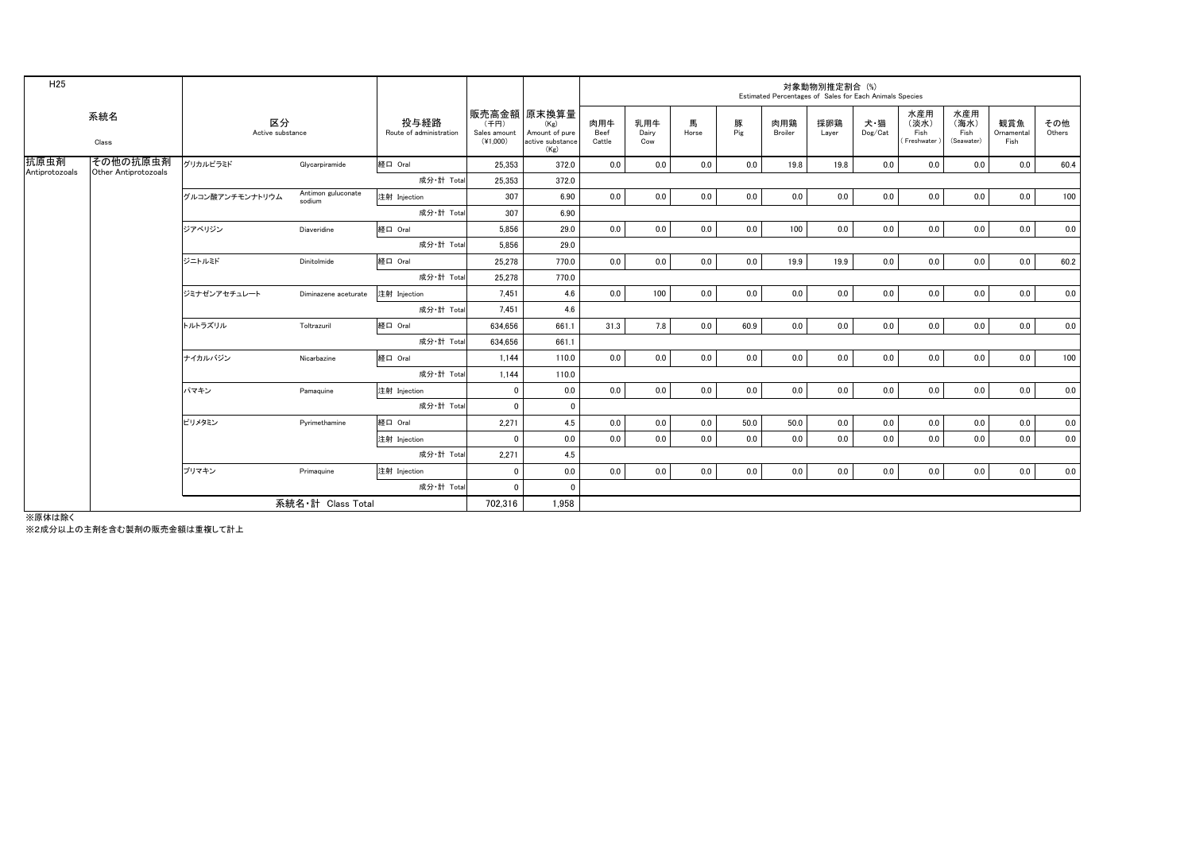| H25 | | | | | | | 対象動物別推定割合 (%) Estimated Percentages of Sales for Each Animals Species | | | | | | | | | | | |
|---|---|---|---|---|---|---|---|---|---|---|---|---|---|---|---|---|---|---|
| 系統名 Class | | 区分 Active substance | | 投与経路 Route of administration | 販売高金額 (千円) Sales amount (¥1,000) | 原末換算量 (Kg) Amount of pure active substance (Kg) | 肉用牛 Beef Cattle | 乳用牛 Dairy Cow | 馬 Horse | 豚 Pig | 肉用鶏 Broiler | 採卵鶏 Layer | 犬・猫 Dog/Cat | 水産用（淡水） Fish (Freshwater) | 水産用（海水） Fish (Seawater) | 観賞魚 Ornamental Fish | その他 Others |
| 抗原虫剤 Antiprotozoals | その他の抗原虫剤 Other Antiprotozoals | グリカルピラミド | Glycarpiramide | 経口 Oral | 25,353 | 372.0 | 0.0 | 0.0 | 0.0 | 0.0 | 19.8 | 19.8 | 0.0 | 0.0 | 0.0 | 0.0 | 60.4 |
| | | | | 成分・計 Total | 25,353 | 372.0 | | | | | | | | | | | |
| | | グルコン酸アンチモンナトリウム | Antimon guluconate sodium | 注射 Injection | 307 | 6.90 | 0.0 | 0.0 | 0.0 | 0.0 | 0.0 | 0.0 | 0.0 | 0.0 | 0.0 | 0.0 | 100 |
| | | | | 成分・計 Total | 307 | 6.90 | | | | | | | | | | | |
| | | ジアベリジン | Diaveridine | 経口 Oral | 5,856 | 29.0 | 0.0 | 0.0 | 0.0 | 0.0 | 100 | 0.0 | 0.0 | 0.0 | 0.0 | 0.0 | 0.0 |
| | | | | 成分・計 Total | 5,856 | 29.0 | | | | | | | | | | | |
| | | ジニトルミド | Dinitolmide | 経口 Oral | 25,278 | 770.0 | 0.0 | 0.0 | 0.0 | 0.0 | 19.9 | 19.9 | 0.0 | 0.0 | 0.0 | 0.0 | 60.2 |
| | | | | 成分・計 Total | 25,278 | 770.0 | | | | | | | | | | | |
| | | ジミナゼンアセチュレート | Diminazene aceturate | 注射 Injection | 7,451 | 4.6 | 0.0 | 100 | 0.0 | 0.0 | 0.0 | 0.0 | 0.0 | 0.0 | 0.0 | 0.0 | 0.0 |
| | | | | 成分・計 Total | 7,451 | 4.6 | | | | | | | | | | | |
| | | トルトラズリル | Toltrazuril | 経口 Oral | 634,656 | 661.1 | 31.3 | 7.8 | 0.0 | 60.9 | 0.0 | 0.0 | 0.0 | 0.0 | 0.0 | 0.0 | 0.0 |
| | | | | 成分・計 Total | 634,656 | 661.1 | | | | | | | | | | | |
| | | ナイカルバジン | Nicarbazine | 経口 Oral | 1,144 | 110.0 | 0.0 | 0.0 | 0.0 | 0.0 | 0.0 | 0.0 | 0.0 | 0.0 | 0.0 | 0.0 | 100 |
| | | | | 成分・計 Total | 1,144 | 110.0 | | | | | | | | | | | |
| | | パマキン | Pamaquine | 注射 Injection | 0 | 0.0 | 0.0 | 0.0 | 0.0 | 0.0 | 0.0 | 0.0 | 0.0 | 0.0 | 0.0 | 0.0 | 0.0 |
| | | | | 成分・計 Total | 0 | 0 | | | | | | | | | | | |
| | | ピリメタミン | Pyrimethamine | 経口 Oral | 2,271 | 4.5 | 0.0 | 0.0 | 0.0 | 50.0 | 50.0 | 0.0 | 0.0 | 0.0 | 0.0 | 0.0 | 0.0 |
| | | | | 注射 Injection | 0 | 0.0 | 0.0 | 0.0 | 0.0 | 0.0 | 0.0 | 0.0 | 0.0 | 0.0 | 0.0 | 0.0 | 0.0 |
| | | | | 成分・計 Total | 2,271 | 4.5 | | | | | | | | | | | |
| | | プリマキン | Primaquine | 注射 Injection | 0 | 0.0 | 0.0 | 0.0 | 0.0 | 0.0 | 0.0 | 0.0 | 0.0 | 0.0 | 0.0 | 0.0 | 0.0 |
| | | | | 成分・計 Total | 0 | 0 | | | | | | | | | | | |
| | | 系統名・計 Class Total | | | 702,316 | 1,958 | | | | | | | | | | | |

※原体は除く

※2成分以上の主剤を含む製剤の販売金額は重複して計上